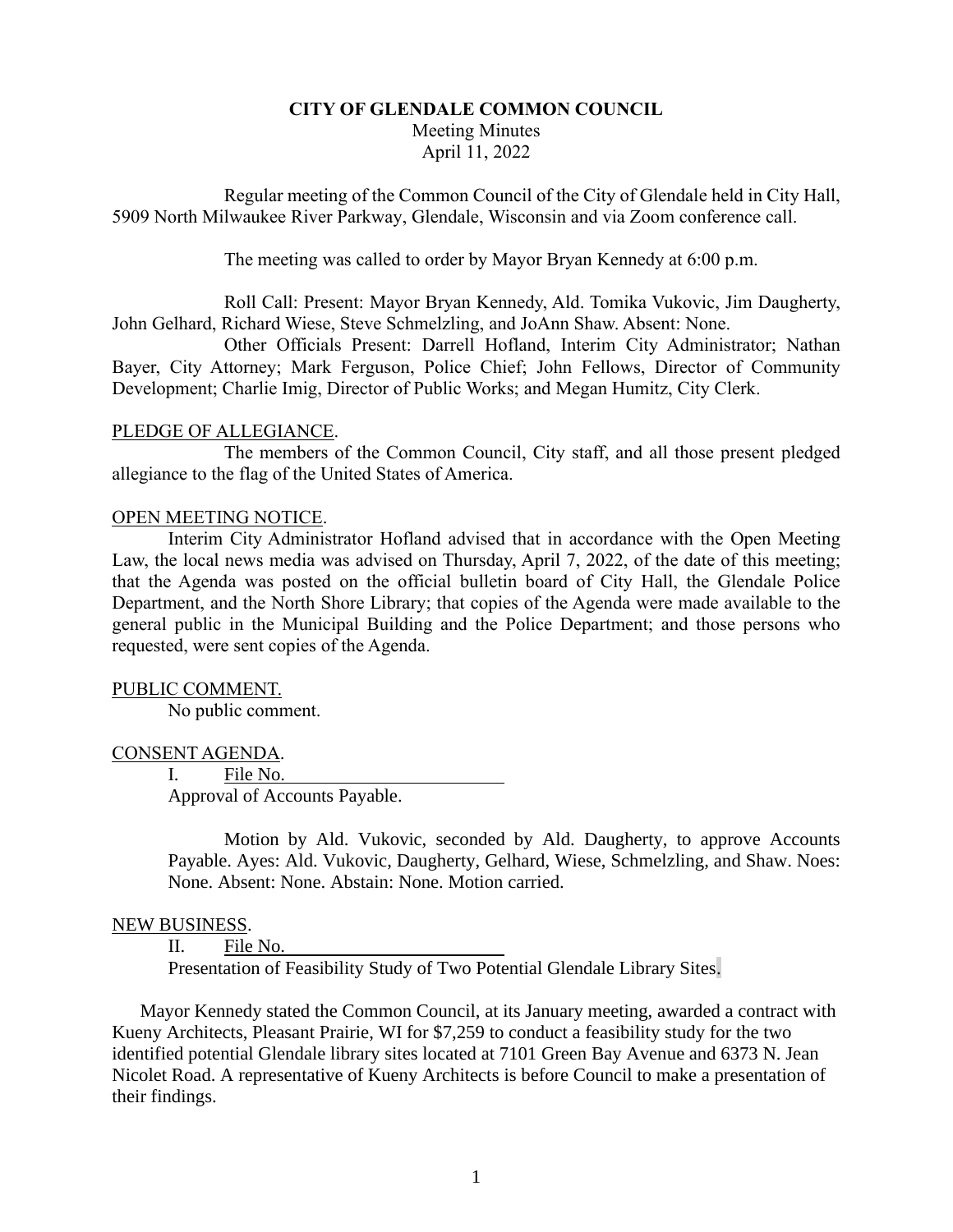# CITY OF GLENDALE COMMON COUNCIL

Meeting Minutes

April 11, 2022

Regular meeting of the Common Council of the City of Glendale held in City Hall, 5909 North Milwaukee River Parkway, Glendale, Wisconsin and via Zoom conference call.

The meeting was called to order by Mayor Bryan Kennedy at 6:00 p.m.

Roll Call: Present: Mayor Bryan Kennedy, Ald. Tomika Vukovic, Jim Daugherty, John Gelhard, Richard Wiese, Steve Schmelzling, and JoAnn Shaw. Absent: None.

Other Officials Present: Darrell Hofland, Interim City Administrator; Nathan Bayer, City Attorney; Mark Ferguson, Police Chief; John Fellows, Director of Community Development; Charlie Imig, Director of Public Works; and Megan Humitz, City Clerk.

PLEDGE OF ALLEGIANCE.

The members of the Common Council, City staff, and all those present pledged allegiance to the flag of the United States of America.

OPEN MEETING NOTICE.

Interim City Administrator Hofland advised that in accordance with the Open Meeting Law, the local news media was advised on Thursday, April 7, 2022, of the date of this meeting; that the Agenda was posted on the official bulletin board of City Hall, the Glendale Police Department, and the North Shore Library; that copies of the Agenda were made available to the general public in the Municipal Building and the Police Department; and those persons who requested, were sent copies of the Agenda.

PUBLIC COMMENT.

No public comment.

CONSENT AGENDA.

I. File No.

Approval of Accounts Payable.

Motion by Ald. Vukovic, seconded by Ald. Daugherty, to approve Accounts Payable. Ayes: Ald. Vukovic, Daugherty, Gelhard, Wiese, Schmelzling, and Shaw. Noes: None. Absent: None. Abstain: None. Motion carried.

NEW BUSINESS.

II. File No.

Presentation of Feasibility Study of Two Potential Glendale Library Sites.

Mayor Kennedy stated the Common Council, at its January meeting, awarded a contract with Kueny Architects, Pleasant Prairie, WI for $7,259 to conduct a feasibility study for the two identified potential Glendale library sites located at 7101 Green Bay Avenue and 6373 N. Jean Nicolet Road. A representative of Kueny Architects is before Council to make a presentation of their findings.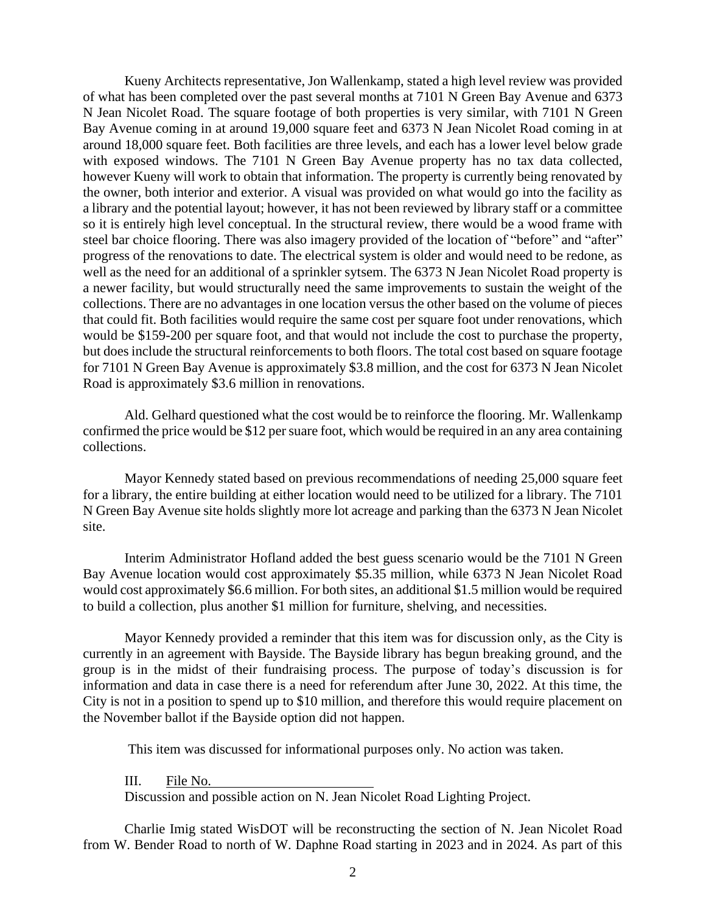Kueny Architects representative, Jon Wallenkamp, stated a high level review was provided of what has been completed over the past several months at 7101 N Green Bay Avenue and 6373 N Jean Nicolet Road. The square footage of both properties is very similar, with 7101 N Green Bay Avenue coming in at around 19,000 square feet and 6373 N Jean Nicolet Road coming in at around 18,000 square feet. Both facilities are three levels, and each has a lower level below grade with exposed windows. The 7101 N Green Bay Avenue property has no tax data collected, however Kueny will work to obtain that information. The property is currently being renovated by the owner, both interior and exterior. A visual was provided on what would go into the facility as a library and the potential layout; however, it has not been reviewed by library staff or a committee so it is entirely high level conceptual. In the structural review, there would be a wood frame with steel bar choice flooring. There was also imagery provided of the location of "before" and "after" progress of the renovations to date. The electrical system is older and would need to be redone, as well as the need for an additional of a sprinkler sytsem. The 6373 N Jean Nicolet Road property is a newer facility, but would structurally need the same improvements to sustain the weight of the collections. There are no advantages in one location versus the other based on the volume of pieces that could fit. Both facilities would require the same cost per square foot under renovations, which would be $159-200 per square foot, and that would not include the cost to purchase the property, but does include the structural reinforcements to both floors. The total cost based on square footage for 7101 N Green Bay Avenue is approximately $3.8 million, and the cost for 6373 N Jean Nicolet Road is approximately $3.6 million in renovations.

Ald. Gelhard questioned what the cost would be to reinforce the flooring. Mr. Wallenkamp confirmed the price would be $12 per suare foot, which would be required in an any area containing collections.

Mayor Kennedy stated based on previous recommendations of needing 25,000 square feet for a library, the entire building at either location would need to be utilized for a library. The 7101 N Green Bay Avenue site holds slightly more lot acreage and parking than the 6373 N Jean Nicolet site.

Interim Administrator Hofland added the best guess scenario would be the 7101 N Green Bay Avenue location would cost approximately $5.35 million, while 6373 N Jean Nicolet Road would cost approximately $6.6 million. For both sites, an additional $1.5 million would be required to build a collection, plus another $1 million for furniture, shelving, and necessities.

Mayor Kennedy provided a reminder that this item was for discussion only, as the City is currently in an agreement with Bayside. The Bayside library has begun breaking ground, and the group is in the midst of their fundraising process. The purpose of today's discussion is for information and data in case there is a need for referendum after June 30, 2022. At this time, the City is not in a position to spend up to $10 million, and therefore this would require placement on the November ballot if the Bayside option did not happen.

This item was discussed for informational purposes only. No action was taken.

III. File No. \_\_\_\_\_\_\_\_\_\_\_\_\_\_\_\_\_\_\_\_

Discussion and possible action on N. Jean Nicolet Road Lighting Project.

Charlie Imig stated WisDOT will be reconstructing the section of N. Jean Nicolet Road from W. Bender Road to north of W. Daphne Road starting in 2023 and in 2024. As part of this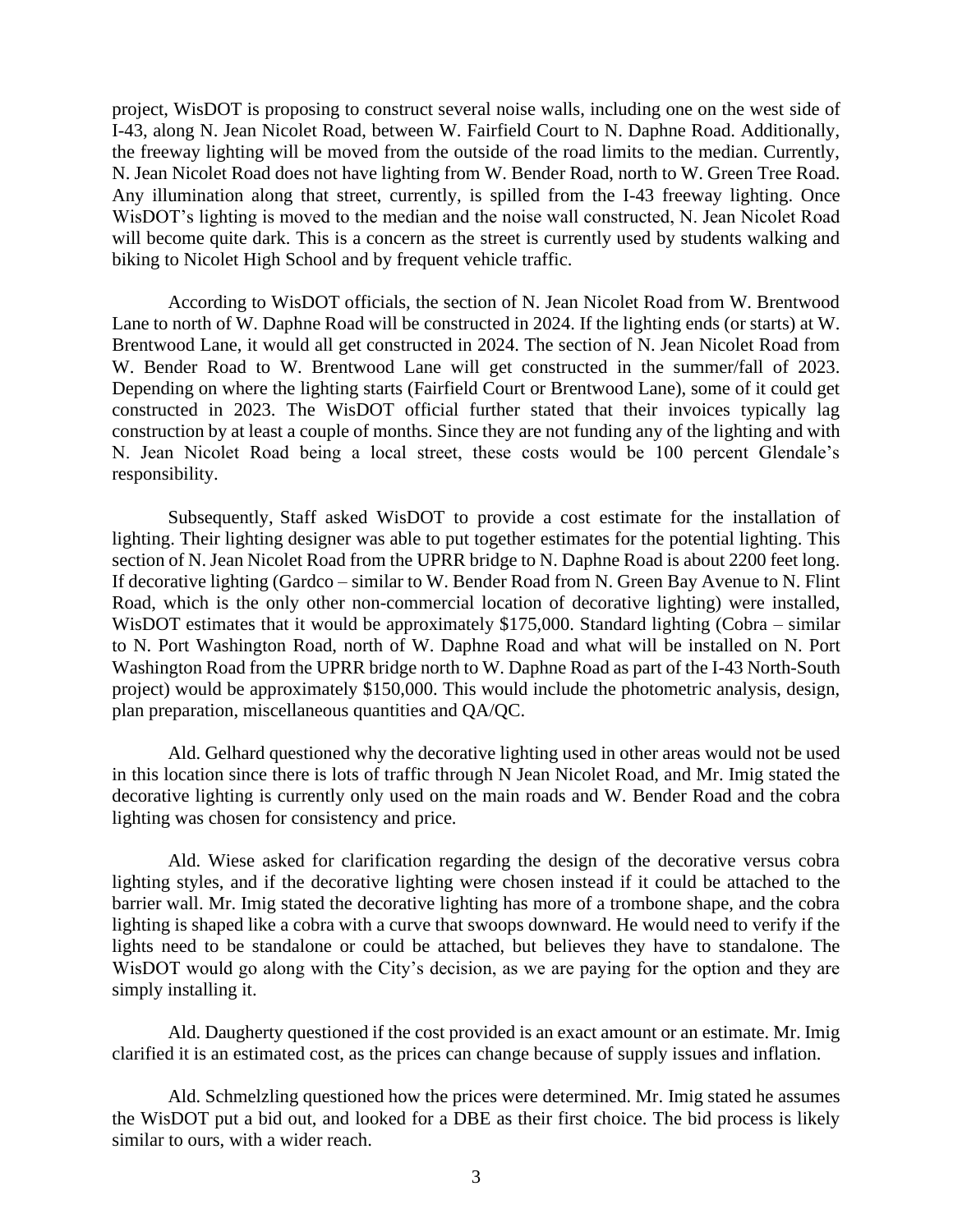project, WisDOT is proposing to construct several noise walls, including one on the west side of I-43, along N. Jean Nicolet Road, between W. Fairfield Court to N. Daphne Road. Additionally, the freeway lighting will be moved from the outside of the road limits to the median. Currently, N. Jean Nicolet Road does not have lighting from W. Bender Road, north to W. Green Tree Road. Any illumination along that street, currently, is spilled from the I-43 freeway lighting. Once WisDOT's lighting is moved to the median and the noise wall constructed, N. Jean Nicolet Road will become quite dark. This is a concern as the street is currently used by students walking and biking to Nicolet High School and by frequent vehicle traffic.

According to WisDOT officials, the section of N. Jean Nicolet Road from W. Brentwood Lane to north of W. Daphne Road will be constructed in 2024. If the lighting ends (or starts) at W. Brentwood Lane, it would all get constructed in 2024. The section of N. Jean Nicolet Road from W. Bender Road to W. Brentwood Lane will get constructed in the summer/fall of 2023. Depending on where the lighting starts (Fairfield Court or Brentwood Lane), some of it could get constructed in 2023. The WisDOT official further stated that their invoices typically lag construction by at least a couple of months. Since they are not funding any of the lighting and with N. Jean Nicolet Road being a local street, these costs would be 100 percent Glendale's responsibility.

Subsequently, Staff asked WisDOT to provide a cost estimate for the installation of lighting. Their lighting designer was able to put together estimates for the potential lighting. This section of N. Jean Nicolet Road from the UPRR bridge to N. Daphne Road is about 2200 feet long. If decorative lighting (Gardco – similar to W. Bender Road from N. Green Bay Avenue to N. Flint Road, which is the only other non-commercial location of decorative lighting) were installed, WisDOT estimates that it would be approximately $175,000. Standard lighting (Cobra – similar to N. Port Washington Road, north of W. Daphne Road and what will be installed on N. Port Washington Road from the UPRR bridge north to W. Daphne Road as part of the I-43 North-South project) would be approximately $150,000. This would include the photometric analysis, design, plan preparation, miscellaneous quantities and QA/QC.

Ald. Gelhard questioned why the decorative lighting used in other areas would not be used in this location since there is lots of traffic through N Jean Nicolet Road, and Mr. Imig stated the decorative lighting is currently only used on the main roads and W. Bender Road and the cobra lighting was chosen for consistency and price.

Ald. Wiese asked for clarification regarding the design of the decorative versus cobra lighting styles, and if the decorative lighting were chosen instead if it could be attached to the barrier wall. Mr. Imig stated the decorative lighting has more of a trombone shape, and the cobra lighting is shaped like a cobra with a curve that swoops downward. He would need to verify if the lights need to be standalone or could be attached, but believes they have to standalone. The WisDOT would go along with the City's decision, as we are paying for the option and they are simply installing it.

Ald. Daugherty questioned if the cost provided is an exact amount or an estimate. Mr. Imig clarified it is an estimated cost, as the prices can change because of supply issues and inflation.

Ald. Schmelzling questioned how the prices were determined. Mr. Imig stated he assumes the WisDOT put a bid out, and looked for a DBE as their first choice. The bid process is likely similar to ours, with a wider reach.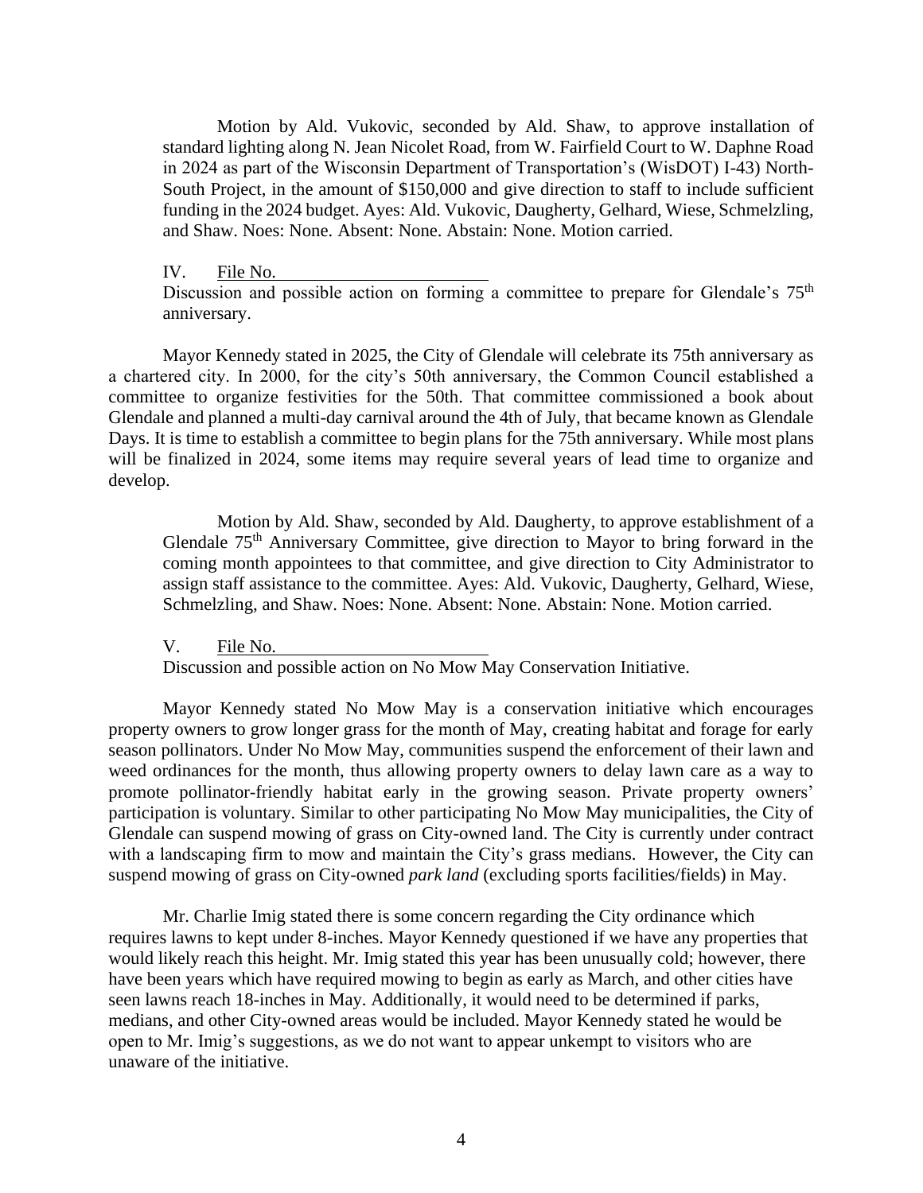Motion by Ald. Vukovic, seconded by Ald. Shaw, to approve installation of standard lighting along N. Jean Nicolet Road, from W. Fairfield Court to W. Daphne Road in 2024 as part of the Wisconsin Department of Transportation's (WisDOT) I-43) North-South Project, in the amount of $150,000 and give direction to staff to include sufficient funding in the 2024 budget. Ayes: Ald. Vukovic, Daugherty, Gelhard, Wiese, Schmelzling, and Shaw. Noes: None. Absent: None. Abstain: None. Motion carried.

IV. File No.

Discussion and possible action on forming a committee to prepare for Glendale's 75th anniversary.

Mayor Kennedy stated in 2025, the City of Glendale will celebrate its 75th anniversary as a chartered city. In 2000, for the city's 50th anniversary, the Common Council established a committee to organize festivities for the 50th. That committee commissioned a book about Glendale and planned a multi-day carnival around the 4th of July, that became known as Glendale Days. It is time to establish a committee to begin plans for the 75th anniversary. While most plans will be finalized in 2024, some items may require several years of lead time to organize and develop.

Motion by Ald. Shaw, seconded by Ald. Daugherty, to approve establishment of a Glendale 75th Anniversary Committee, give direction to Mayor to bring forward in the coming month appointees to that committee, and give direction to City Administrator to assign staff assistance to the committee. Ayes: Ald. Vukovic, Daugherty, Gelhard, Wiese, Schmelzling, and Shaw. Noes: None. Absent: None. Abstain: None. Motion carried.

V. File No.

Discussion and possible action on No Mow May Conservation Initiative.

Mayor Kennedy stated No Mow May is a conservation initiative which encourages property owners to grow longer grass for the month of May, creating habitat and forage for early season pollinators. Under No Mow May, communities suspend the enforcement of their lawn and weed ordinances for the month, thus allowing property owners to delay lawn care as a way to promote pollinator-friendly habitat early in the growing season. Private property owners' participation is voluntary. Similar to other participating No Mow May municipalities, the City of Glendale can suspend mowing of grass on City-owned land. The City is currently under contract with a landscaping firm to mow and maintain the City's grass medians. However, the City can suspend mowing of grass on City-owned *park land* (excluding sports facilities/fields) in May.

Mr. Charlie Imig stated there is some concern regarding the City ordinance which requires lawns to kept under 8-inches. Mayor Kennedy questioned if we have any properties that would likely reach this height. Mr. Imig stated this year has been unusually cold; however, there have been years which have required mowing to begin as early as March, and other cities have seen lawns reach 18-inches in May. Additionally, it would need to be determined if parks, medians, and other City-owned areas would be included. Mayor Kennedy stated he would be open to Mr. Imig's suggestions, as we do not want to appear unkempt to visitors who are unaware of the initiative.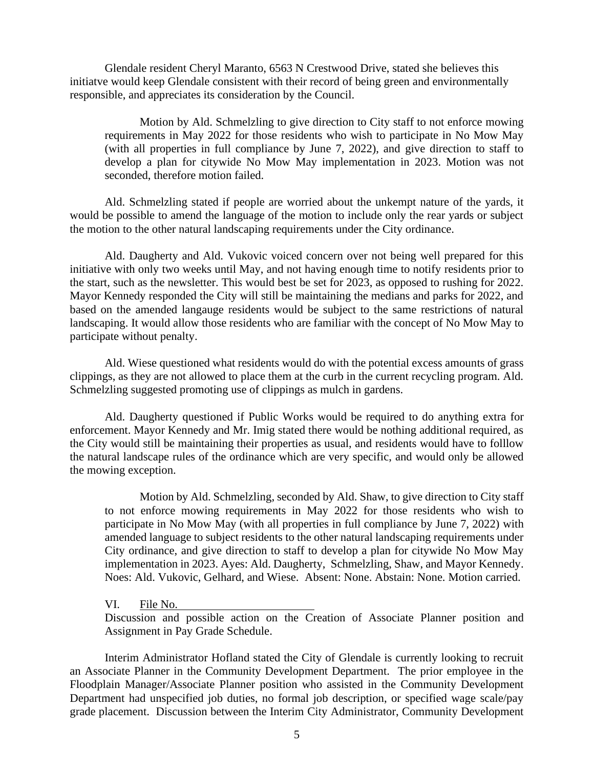Glendale resident Cheryl Maranto, 6563 N Crestwood Drive, stated she believes this initiatve would keep Glendale consistent with their record of being green and environmentally responsible, and appreciates its consideration by the Council.

> Motion by Ald. Schmelzling to give direction to City staff to not enforce mowing requirements in May 2022 for those residents who wish to participate in No Mow May (with all properties in full compliance by June 7, 2022), and give direction to staff to develop a plan for citywide No Mow May implementation in 2023. Motion was not seconded, therefore motion failed.

Ald. Schmelzling stated if people are worried about the unkempt nature of the yards, it would be possible to amend the language of the motion to include only the rear yards or subject the motion to the other natural landscaping requirements under the City ordinance.

Ald. Daugherty and Ald. Vukovic voiced concern over not being well prepared for this initiative with only two weeks until May, and not having enough time to notify residents prior to the start, such as the newsletter. This would best be set for 2023, as opposed to rushing for 2022. Mayor Kennedy responded the City will still be maintaining the medians and parks for 2022, and based on the amended langauge residents would be subject to the same restrictions of natural landscaping. It would allow those residents who are familiar with the concept of No Mow May to participate without penalty.

Ald. Wiese questioned what residents would do with the potential excess amounts of grass clippings, as they are not allowed to place them at the curb in the current recycling program. Ald. Schmelzling suggested promoting use of clippings as mulch in gardens.

Ald. Daugherty questioned if Public Works would be required to do anything extra for enforcement. Mayor Kennedy and Mr. Imig stated there would be nothing additional required, as the City would still be maintaining their properties as usual, and residents would have to folllow the natural landscape rules of the ordinance which are very specific, and would only be allowed the mowing exception.

> Motion by Ald. Schmelzling, seconded by Ald. Shaw, to give direction to City staff to not enforce mowing requirements in May 2022 for those residents who wish to participate in No Mow May (with all properties in full compliance by June 7, 2022) with amended language to subject residents to the other natural landscaping requirements under City ordinance, and give direction to staff to develop a plan for citywide No Mow May implementation in 2023. Ayes: Ald. Daugherty, Schmelzling, Shaw, and Mayor Kennedy. Noes: Ald. Vukovic, Gelhard, and Wiese. Absent: None. Abstain: None. Motion carried.

VI. File No. \_\_\_\_\_\_\_\_\_\_\_\_\_\_\_\_\_\_\_\_\_\_\_\_

Discussion and possible action on the Creation of Associate Planner position and Assignment in Pay Grade Schedule.

Interim Administrator Hofland stated the City of Glendale is currently looking to recruit an Associate Planner in the Community Development Department. The prior employee in the Floodplain Manager/Associate Planner position who assisted in the Community Development Department had unspecified job duties, no formal job description, or specified wage scale/pay grade placement. Discussion between the Interim City Administrator, Community Development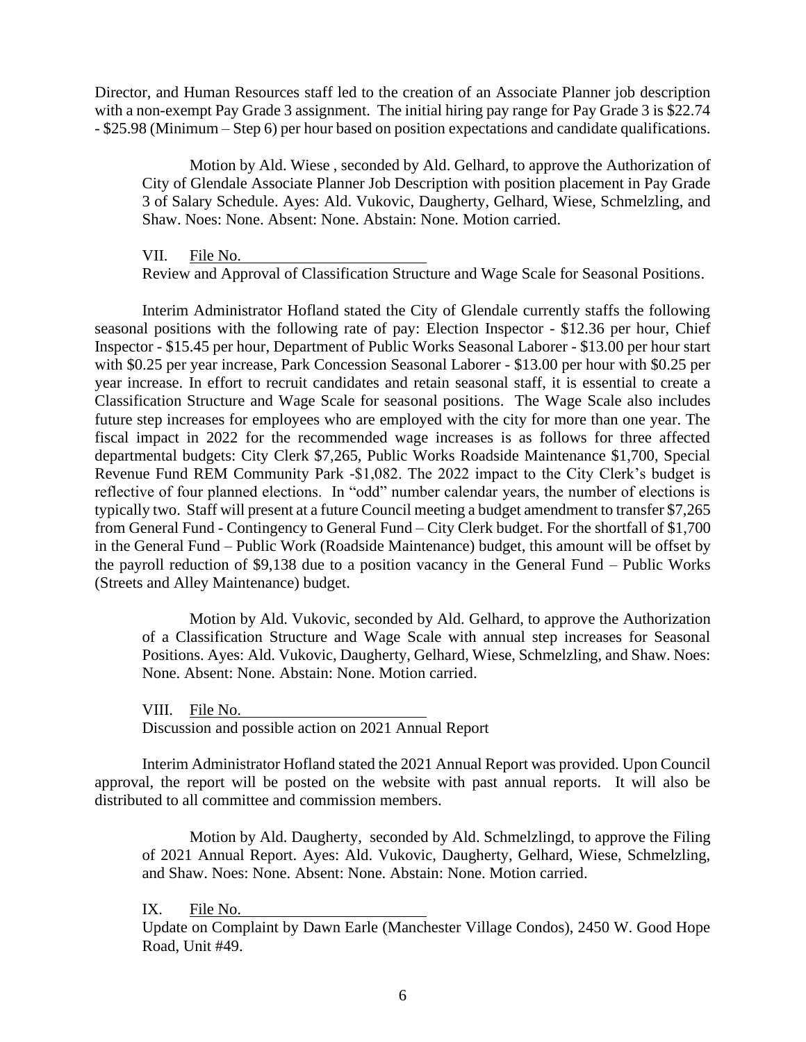Director, and Human Resources staff led to the creation of an Associate Planner job description with a non-exempt Pay Grade 3 assignment. The initial hiring pay range for Pay Grade 3 is $22.74 - $25.98 (Minimum – Step 6) per hour based on position expectations and candidate qualifications.

Motion by Ald. Wiese , seconded by Ald. Gelhard, to approve the Authorization of City of Glendale Associate Planner Job Description with position placement in Pay Grade 3 of Salary Schedule. Ayes: Ald. Vukovic, Daugherty, Gelhard, Wiese, Schmelzling, and Shaw. Noes: None. Absent: None. Abstain: None. Motion carried.

VII. File No. \_\_\_\_\_\_\_\_\_\_\_\_\_\_\_\_\_\_\_\_\_\_\_\_

Review and Approval of Classification Structure and Wage Scale for Seasonal Positions.

Interim Administrator Hofland stated the City of Glendale currently staffs the following seasonal positions with the following rate of pay: Election Inspector - $12.36 per hour, Chief Inspector - $15.45 per hour, Department of Public Works Seasonal Laborer - $13.00 per hour start with $0.25 per year increase, Park Concession Seasonal Laborer - $13.00 per hour with $0.25 per year increase. In effort to recruit candidates and retain seasonal staff, it is essential to create a Classification Structure and Wage Scale for seasonal positions. The Wage Scale also includes future step increases for employees who are employed with the city for more than one year. The fiscal impact in 2022 for the recommended wage increases is as follows for three affected departmental budgets: City Clerk $7,265, Public Works Roadside Maintenance $1,700, Special Revenue Fund REM Community Park -$1,082. The 2022 impact to the City Clerk's budget is reflective of four planned elections. In "odd" number calendar years, the number of elections is typically two. Staff will present at a future Council meeting a budget amendment to transfer $7,265 from General Fund - Contingency to General Fund – City Clerk budget. For the shortfall of $1,700 in the General Fund – Public Work (Roadside Maintenance) budget, this amount will be offset by the payroll reduction of $9,138 due to a position vacancy in the General Fund – Public Works (Streets and Alley Maintenance) budget.

Motion by Ald. Vukovic, seconded by Ald. Gelhard, to approve the Authorization of a Classification Structure and Wage Scale with annual step increases for Seasonal Positions. Ayes: Ald. Vukovic, Daugherty, Gelhard, Wiese, Schmelzling, and Shaw. Noes: None. Absent: None. Abstain: None. Motion carried.

VIII. File No. \_\_\_\_\_\_\_\_\_\_\_\_\_\_\_\_\_\_\_\_\_\_\_\_

Discussion and possible action on 2021 Annual Report

Interim Administrator Hofland stated the 2021 Annual Report was provided. Upon Council approval, the report will be posted on the website with past annual reports. It will also be distributed to all committee and commission members.

Motion by Ald. Daugherty, seconded by Ald. Schmelzlingd, to approve the Filing of 2021 Annual Report. Ayes: Ald. Vukovic, Daugherty, Gelhard, Wiese, Schmelzling, and Shaw. Noes: None. Absent: None. Abstain: None. Motion carried.

IX. File No. \_\_\_\_\_\_\_\_\_\_\_\_\_\_\_\_\_\_\_\_\_\_\_\_

Update on Complaint by Dawn Earle (Manchester Village Condos), 2450 W. Good Hope Road, Unit #49.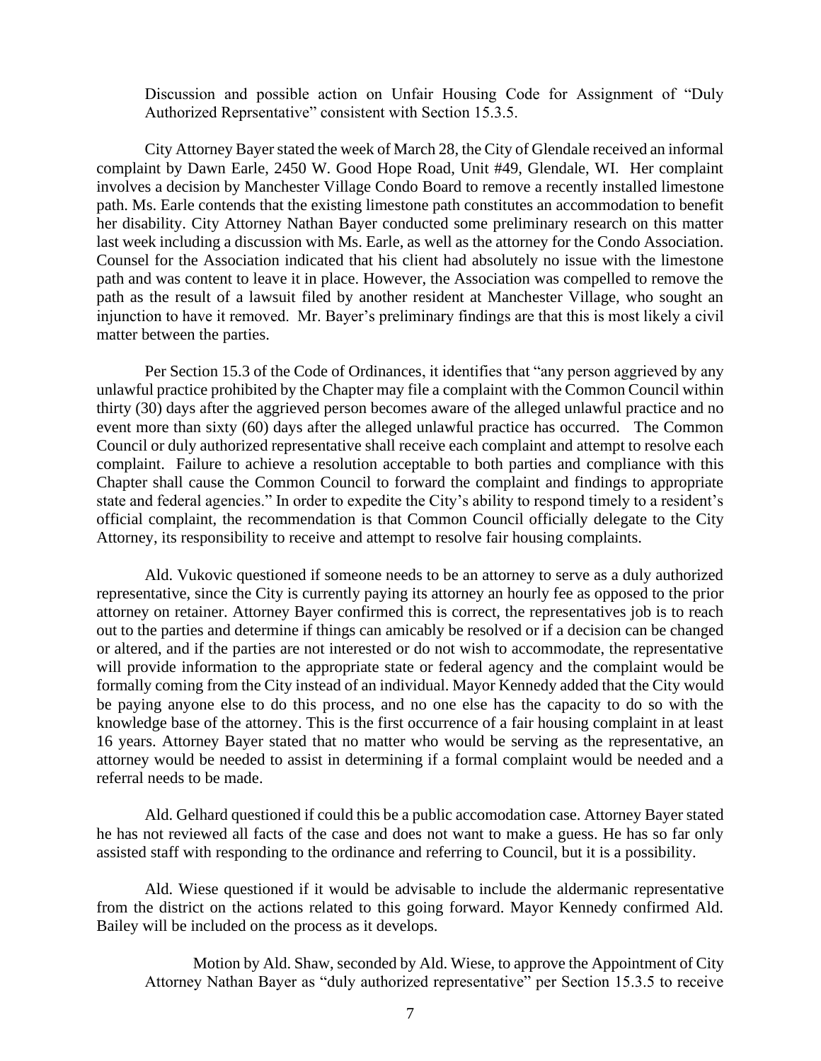Discussion and possible action on Unfair Housing Code for Assignment of "Duly Authorized Reprsentative" consistent with Section 15.3.5.

City Attorney Bayer stated the week of March 28, the City of Glendale received an informal complaint by Dawn Earle, 2450 W. Good Hope Road, Unit #49, Glendale, WI. Her complaint involves a decision by Manchester Village Condo Board to remove a recently installed limestone path. Ms. Earle contends that the existing limestone path constitutes an accommodation to benefit her disability. City Attorney Nathan Bayer conducted some preliminary research on this matter last week including a discussion with Ms. Earle, as well as the attorney for the Condo Association. Counsel for the Association indicated that his client had absolutely no issue with the limestone path and was content to leave it in place. However, the Association was compelled to remove the path as the result of a lawsuit filed by another resident at Manchester Village, who sought an injunction to have it removed. Mr. Bayer's preliminary findings are that this is most likely a civil matter between the parties.

Per Section 15.3 of the Code of Ordinances, it identifies that "any person aggrieved by any unlawful practice prohibited by the Chapter may file a complaint with the Common Council within thirty (30) days after the aggrieved person becomes aware of the alleged unlawful practice and no event more than sixty (60) days after the alleged unlawful practice has occurred. The Common Council or duly authorized representative shall receive each complaint and attempt to resolve each complaint. Failure to achieve a resolution acceptable to both parties and compliance with this Chapter shall cause the Common Council to forward the complaint and findings to appropriate state and federal agencies." In order to expedite the City's ability to respond timely to a resident's official complaint, the recommendation is that Common Council officially delegate to the City Attorney, its responsibility to receive and attempt to resolve fair housing complaints.

Ald. Vukovic questioned if someone needs to be an attorney to serve as a duly authorized representative, since the City is currently paying its attorney an hourly fee as opposed to the prior attorney on retainer. Attorney Bayer confirmed this is correct, the representatives job is to reach out to the parties and determine if things can amicably be resolved or if a decision can be changed or altered, and if the parties are not interested or do not wish to accommodate, the representative will provide information to the appropriate state or federal agency and the complaint would be formally coming from the City instead of an individual. Mayor Kennedy added that the City would be paying anyone else to do this process, and no one else has the capacity to do so with the knowledge base of the attorney. This is the first occurrence of a fair housing complaint in at least 16 years. Attorney Bayer stated that no matter who would be serving as the representative, an attorney would be needed to assist in determining if a formal complaint would be needed and a referral needs to be made.

Ald. Gelhard questioned if could this be a public accomodation case. Attorney Bayer stated he has not reviewed all facts of the case and does not want to make a guess. He has so far only assisted staff with responding to the ordinance and referring to Council, but it is a possibility.

Ald. Wiese questioned if it would be advisable to include the aldermanic representative from the district on the actions related to this going forward. Mayor Kennedy confirmed Ald. Bailey will be included on the process as it develops.

Motion by Ald. Shaw, seconded by Ald. Wiese, to approve the Appointment of City Attorney Nathan Bayer as "duly authorized representative" per Section 15.3.5 to receive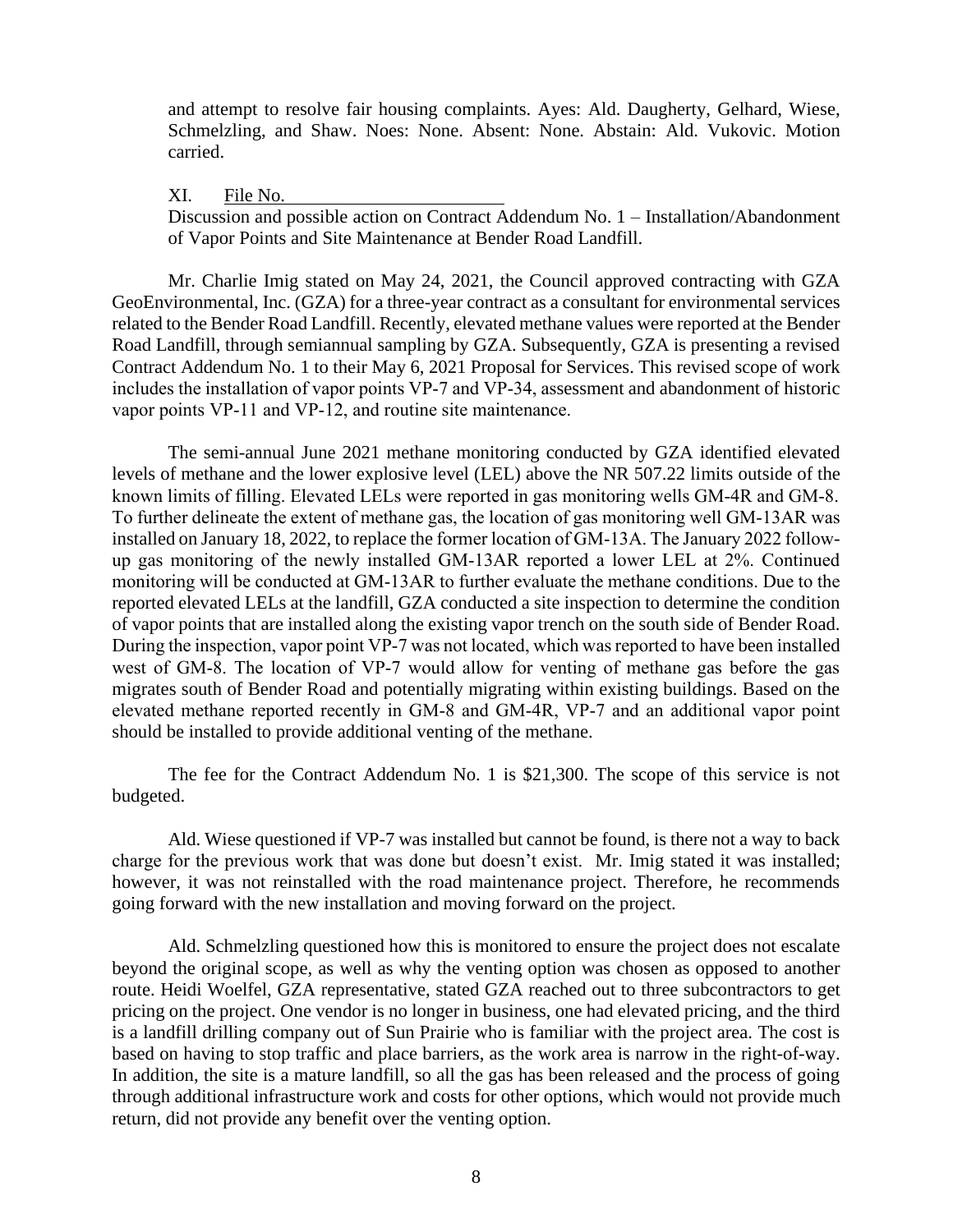and attempt to resolve fair housing complaints. Ayes: Ald. Daugherty, Gelhard, Wiese, Schmelzling, and Shaw. Noes: None. Absent: None. Abstain: Ald. Vukovic. Motion carried.

XI. File No. ________________________

Discussion and possible action on Contract Addendum No. 1 – Installation/Abandonment of Vapor Points and Site Maintenance at Bender Road Landfill.

Mr. Charlie Imig stated on May 24, 2021, the Council approved contracting with GZA GeoEnvironmental, Inc. (GZA) for a three-year contract as a consultant for environmental services related to the Bender Road Landfill. Recently, elevated methane values were reported at the Bender Road Landfill, through semiannual sampling by GZA. Subsequently, GZA is presenting a revised Contract Addendum No. 1 to their May 6, 2021 Proposal for Services. This revised scope of work includes the installation of vapor points VP-7 and VP-34, assessment and abandonment of historic vapor points VP-11 and VP-12, and routine site maintenance.

The semi-annual June 2021 methane monitoring conducted by GZA identified elevated levels of methane and the lower explosive level (LEL) above the NR 507.22 limits outside of the known limits of filling. Elevated LELs were reported in gas monitoring wells GM-4R and GM-8. To further delineate the extent of methane gas, the location of gas monitoring well GM-13AR was installed on January 18, 2022, to replace the former location of GM-13A. The January 2022 follow-up gas monitoring of the newly installed GM-13AR reported a lower LEL at 2%. Continued monitoring will be conducted at GM-13AR to further evaluate the methane conditions. Due to the reported elevated LELs at the landfill, GZA conducted a site inspection to determine the condition of vapor points that are installed along the existing vapor trench on the south side of Bender Road. During the inspection, vapor point VP-7 was not located, which was reported to have been installed west of GM-8. The location of VP-7 would allow for venting of methane gas before the gas migrates south of Bender Road and potentially migrating within existing buildings. Based on the elevated methane reported recently in GM-8 and GM-4R, VP-7 and an additional vapor point should be installed to provide additional venting of the methane.

The fee for the Contract Addendum No. 1 is $21,300. The scope of this service is not budgeted.

Ald. Wiese questioned if VP-7 was installed but cannot be found, is there not a way to back charge for the previous work that was done but doesn't exist. Mr. Imig stated it was installed; however, it was not reinstalled with the road maintenance project. Therefore, he recommends going forward with the new installation and moving forward on the project.

Ald. Schmelzling questioned how this is monitored to ensure the project does not escalate beyond the original scope, as well as why the venting option was chosen as opposed to another route. Heidi Woelfel, GZA representative, stated GZA reached out to three subcontractors to get pricing on the project. One vendor is no longer in business, one had elevated pricing, and the third is a landfill drilling company out of Sun Prairie who is familiar with the project area. The cost is based on having to stop traffic and place barriers, as the work area is narrow in the right-of-way. In addition, the site is a mature landfill, so all the gas has been released and the process of going through additional infrastructure work and costs for other options, which would not provide much return, did not provide any benefit over the venting option.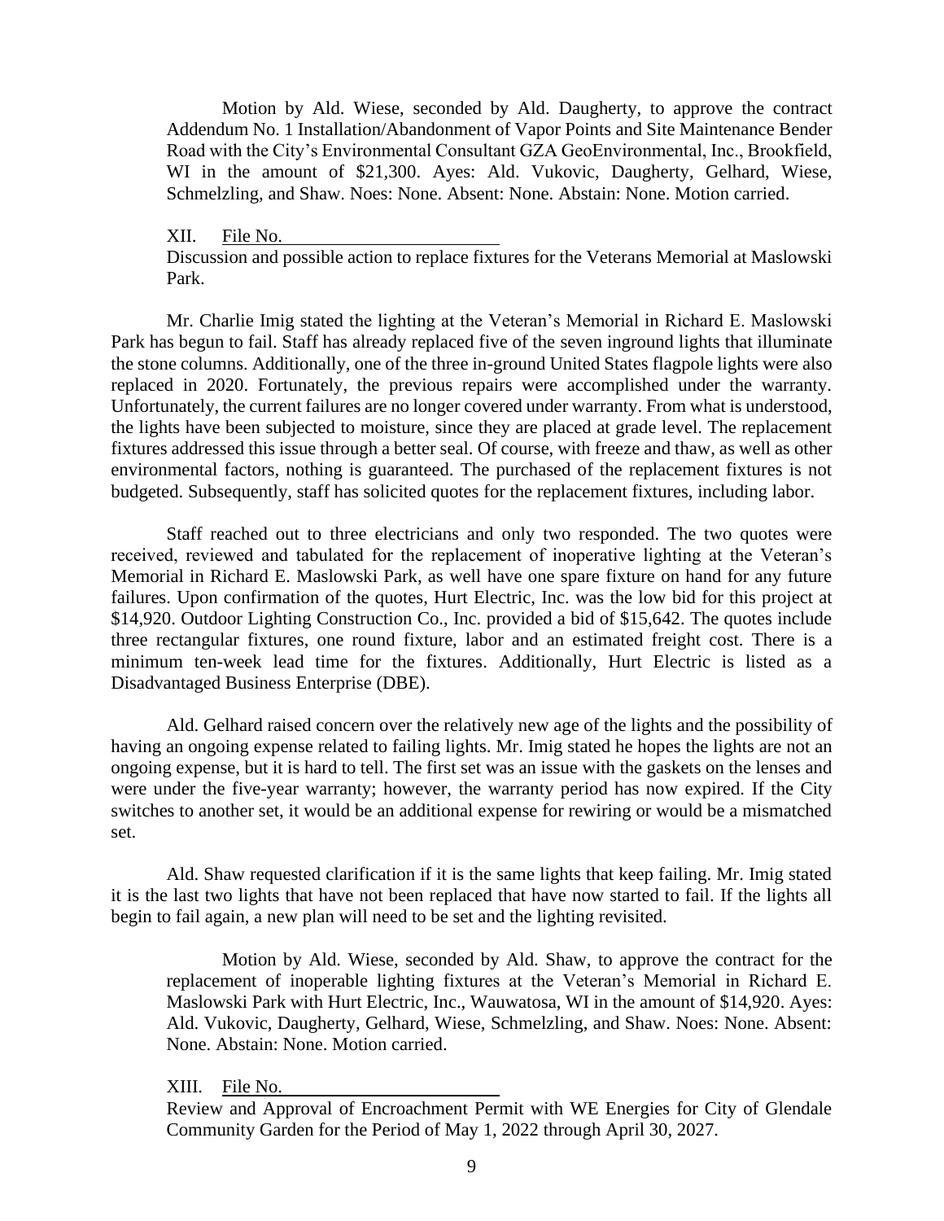Motion by Ald. Wiese, seconded by Ald. Daugherty, to approve the contract Addendum No. 1 Installation/Abandonment of Vapor Points and Site Maintenance Bender Road with the City's Environmental Consultant GZA GeoEnvironmental, Inc., Brookfield, WI in the amount of $21,300. Ayes: Ald. Vukovic, Daugherty, Gelhard, Wiese, Schmelzling, and Shaw. Noes: None. Absent: None. Abstain: None. Motion carried.

XII. File No. ________________________

Discussion and possible action to replace fixtures for the Veterans Memorial at Maslowski Park.

Mr. Charlie Imig stated the lighting at the Veteran's Memorial in Richard E. Maslowski Park has begun to fail. Staff has already replaced five of the seven inground lights that illuminate the stone columns. Additionally, one of the three in-ground United States flagpole lights were also replaced in 2020. Fortunately, the previous repairs were accomplished under the warranty. Unfortunately, the current failures are no longer covered under warranty. From what is understood, the lights have been subjected to moisture, since they are placed at grade level. The replacement fixtures addressed this issue through a better seal. Of course, with freeze and thaw, as well as other environmental factors, nothing is guaranteed. The purchased of the replacement fixtures is not budgeted. Subsequently, staff has solicited quotes for the replacement fixtures, including labor.

Staff reached out to three electricians and only two responded. The two quotes were received, reviewed and tabulated for the replacement of inoperative lighting at the Veteran's Memorial in Richard E. Maslowski Park, as well have one spare fixture on hand for any future failures. Upon confirmation of the quotes, Hurt Electric, Inc. was the low bid for this project at $14,920. Outdoor Lighting Construction Co., Inc. provided a bid of $15,642. The quotes include three rectangular fixtures, one round fixture, labor and an estimated freight cost. There is a minimum ten-week lead time for the fixtures. Additionally, Hurt Electric is listed as a Disadvantaged Business Enterprise (DBE).

Ald. Gelhard raised concern over the relatively new age of the lights and the possibility of having an ongoing expense related to failing lights. Mr. Imig stated he hopes the lights are not an ongoing expense, but it is hard to tell. The first set was an issue with the gaskets on the lenses and were under the five-year warranty; however, the warranty period has now expired. If the City switches to another set, it would be an additional expense for rewiring or would be a mismatched set.

Ald. Shaw requested clarification if it is the same lights that keep failing. Mr. Imig stated it is the last two lights that have not been replaced that have now started to fail. If the lights all begin to fail again, a new plan will need to be set and the lighting revisited.

Motion by Ald. Wiese, seconded by Ald. Shaw, to approve the contract for the replacement of inoperable lighting fixtures at the Veteran's Memorial in Richard E. Maslowski Park with Hurt Electric, Inc., Wauwatosa, WI in the amount of $14,920. Ayes: Ald. Vukovic, Daugherty, Gelhard, Wiese, Schmelzling, and Shaw. Noes: None. Absent: None. Abstain: None. Motion carried.

XIII. File No. ________________________

Review and Approval of Encroachment Permit with WE Energies for City of Glendale Community Garden for the Period of May 1, 2022 through April 30, 2027.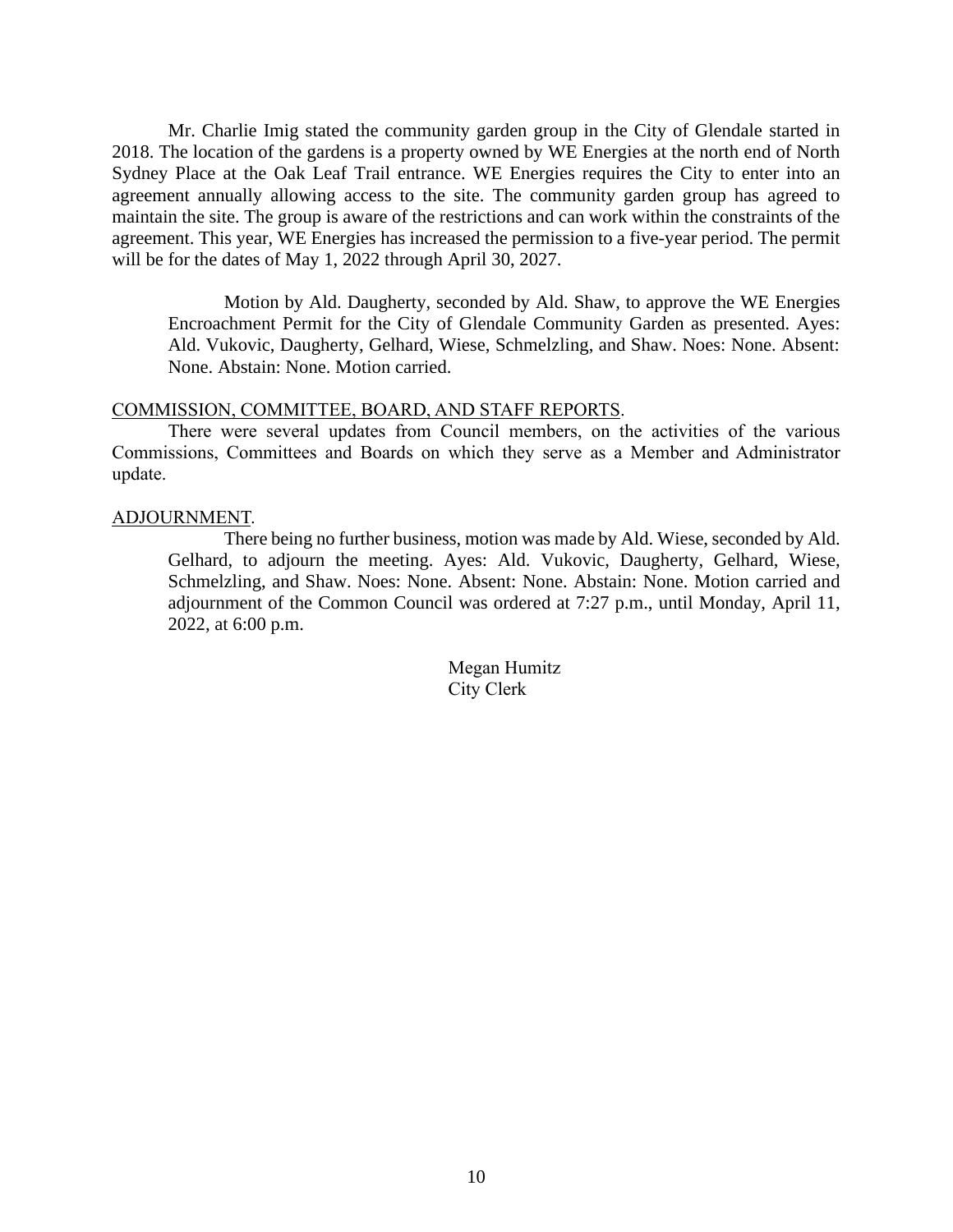Mr. Charlie Imig stated the community garden group in the City of Glendale started in 2018. The location of the gardens is a property owned by WE Energies at the north end of North Sydney Place at the Oak Leaf Trail entrance. WE Energies requires the City to enter into an agreement annually allowing access to the site. The community garden group has agreed to maintain the site. The group is aware of the restrictions and can work within the constraints of the agreement. This year, WE Energies has increased the permission to a five-year period. The permit will be for the dates of May 1, 2022 through April 30, 2027.

Motion by Ald. Daugherty, seconded by Ald. Shaw, to approve the WE Energies Encroachment Permit for the City of Glendale Community Garden as presented. Ayes: Ald. Vukovic, Daugherty, Gelhard, Wiese, Schmelzling, and Shaw. Noes: None. Absent: None. Abstain: None. Motion carried.

COMMISSION, COMMITTEE, BOARD, AND STAFF REPORTS.

There were several updates from Council members, on the activities of the various Commissions, Committees and Boards on which they serve as a Member and Administrator update.

ADJOURNMENT.

There being no further business, motion was made by Ald. Wiese, seconded by Ald. Gelhard, to adjourn the meeting. Ayes: Ald. Vukovic, Daugherty, Gelhard, Wiese, Schmelzling, and Shaw. Noes: None. Absent: None. Abstain: None. Motion carried and adjournment of the Common Council was ordered at 7:27 p.m., until Monday, April 11, 2022, at 6:00 p.m.

Megan Humitz
City Clerk